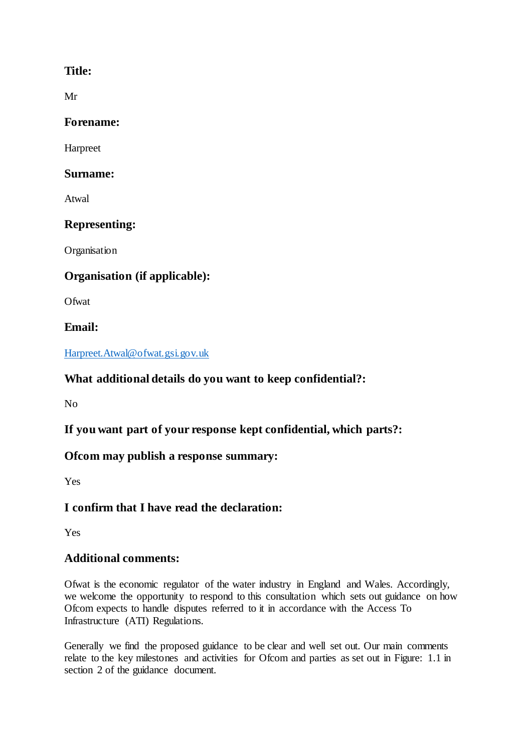**Title:**

Mr

**Forename:**

Harpreet

**Surname:**

Atwal

**Representing:**

Organisation

**Organisation (if applicable):**

Ofwat

**Email:**

Harpreet.Atwal@ofwat.gsi.gov.uk

**What additional details do you want to keep confidential?:**

No

**If you want part of your response kept confidential, which parts?:**

**Ofcom may publish a response summary:**

Yes

**I confirm that I have read the declaration:**

Yes

**Additional comments:**

Ofwat is the economic regulator of the water industry in England and Wales. Accordingly, we welcome the opportunity to respond to this consultation which sets out guidance on how Ofcom expects to handle disputes referred to it in accordance with the Access To Infrastructure (ATI) Regulations.

Generally we find the proposed guidance to be clear and well set out. Our main comments relate to the key milestones and activities for Ofcom and parties as set out in Figure: 1.1 in section 2 of the guidance document.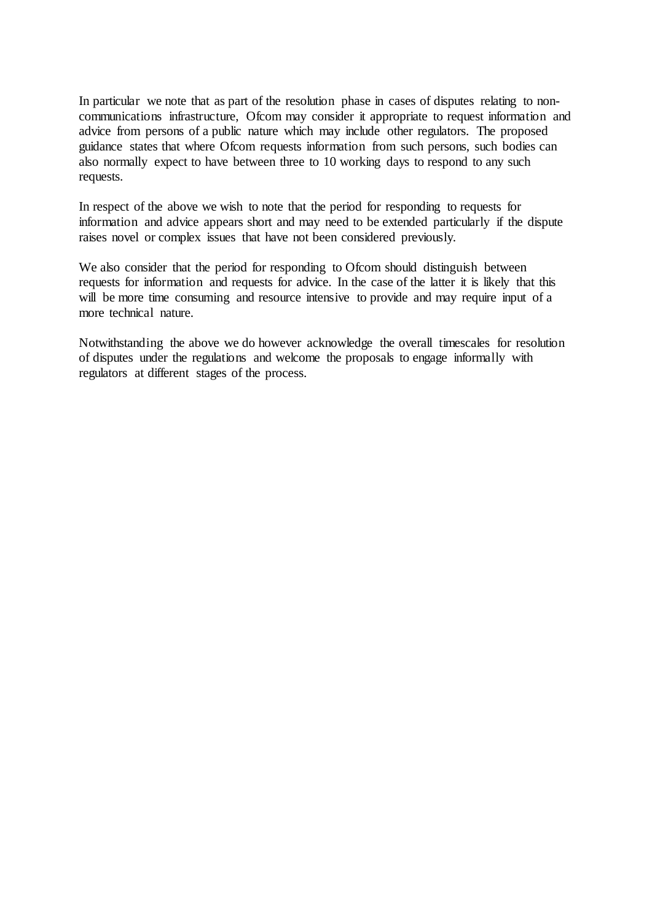In particular we note that as part of the resolution phase in cases of disputes relating to non-communications infrastructure, Ofcom may consider it appropriate to request information and advice from persons of a public nature which may include other regulators. The proposed guidance states that where Ofcom requests information from such persons, such bodies can also normally expect to have between three to 10 working days to respond to any such requests.

In respect of the above we wish to note that the period for responding to requests for information and advice appears short and may need to be extended particularly if the dispute raises novel or complex issues that have not been considered previously.

We also consider that the period for responding to Ofcom should distinguish between requests for information and requests for advice. In the case of the latter it is likely that this will be more time consuming and resource intensive to provide and may require input of a more technical nature.

Notwithstanding the above we do however acknowledge the overall timescales for resolution of disputes under the regulations and welcome the proposals to engage informally with regulators at different stages of the process.